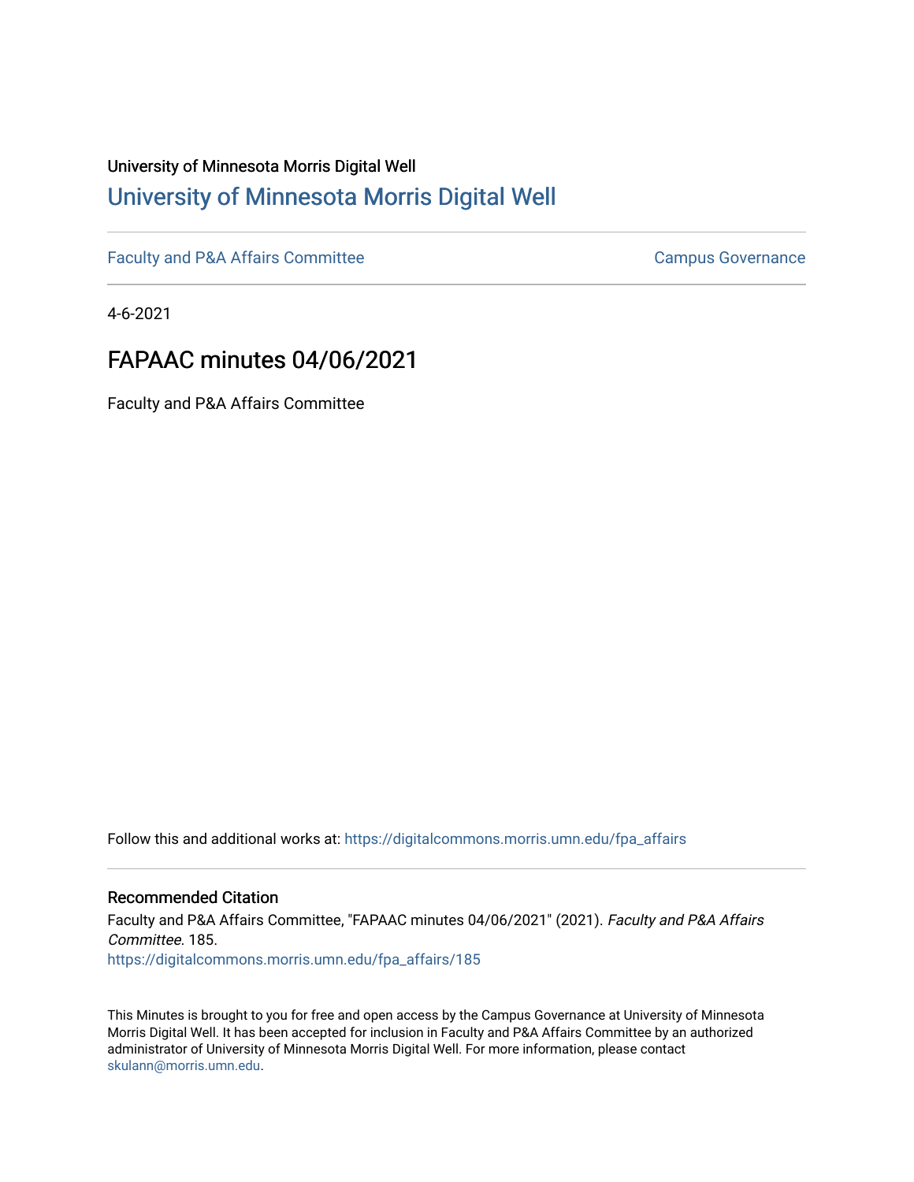University of Minnesota Morris Digital Well

# University of Minnesota Morris Digital Well

Faculty and P&A Affairs Committee | Campus Governance

4-6-2021

## FAPAAC minutes 04/06/2021

Faculty and P&A Affairs Committee

Follow this and additional works at: https://digitalcommons.morris.umn.edu/fpa_affairs

### Recommended Citation

Faculty and P&A Affairs Committee, "FAPAAC minutes 04/06/2021" (2021). *Faculty and P&A Affairs Committee*. 185.
https://digitalcommons.morris.umn.edu/fpa_affairs/185

This Minutes is brought to you for free and open access by the Campus Governance at University of Minnesota Morris Digital Well. It has been accepted for inclusion in Faculty and P&A Affairs Committee by an authorized administrator of University of Minnesota Morris Digital Well. For more information, please contact skulann@morris.umn.edu.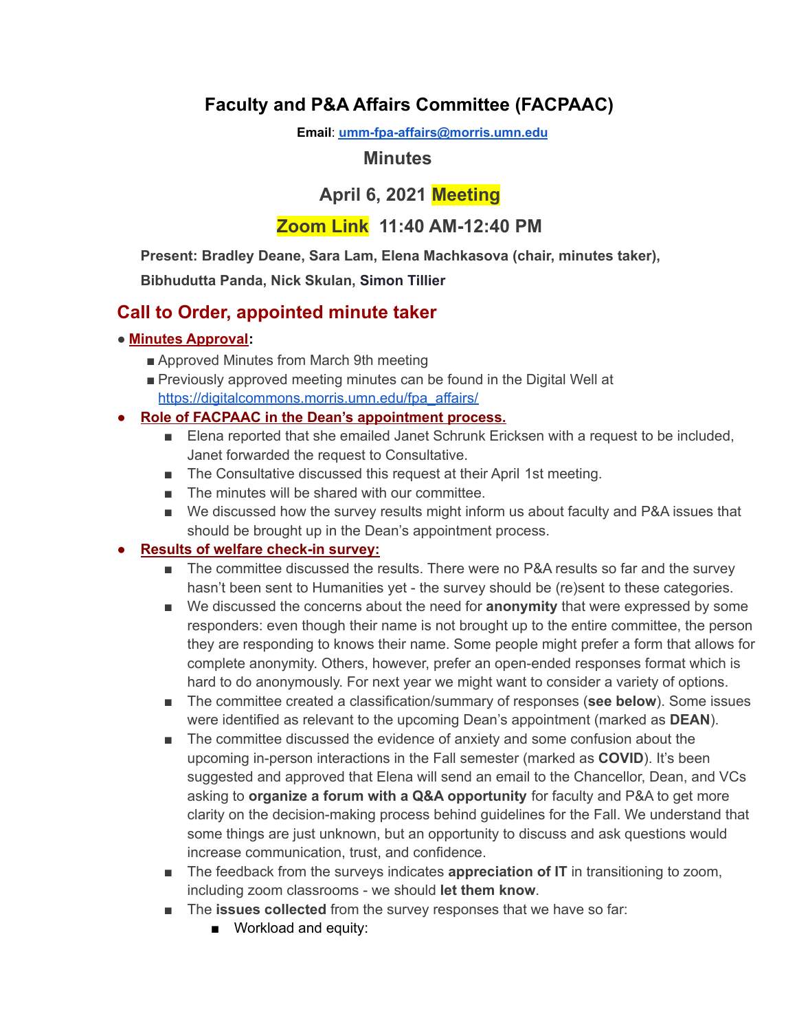# Faculty and P&A Affairs Committee (FACPAAC)

**Email**: [umm-fpa-affairs@morris.umn.edu](mailto:umm-fpa-affairs@morris.umn.edu)

## Minutes

## April 6, 2021 Meeting

## Zoom Link 11:40 AM-12:40 PM

**Present: Bradley Deane, Sara Lam, Elena Machkasova (chair, minutes taker), Bibhudutta Panda, Nick Skulan, Simon Tillier**

## Call to Order, appointed minute taker

- **Minutes Approval**:
  - Approved Minutes from March 9th meeting
  - Previously approved meeting minutes can be found in the Digital Well at [https://digitalcommons.morris.umn.edu/fpa_affairs/](https://digitalcommons.morris.umn.edu/fpa_affairs/)
- **Role of FACPAAC in the Dean's appointment process.**
  - Elena reported that she emailed Janet Schrunk Ericksen with a request to be included, Janet forwarded the request to Consultative.
  - The Consultative discussed this request at their April 1st meeting.
  - The minutes will be shared with our committee.
  - We discussed how the survey results might inform us about faculty and P&A issues that should be brought up in the Dean's appointment process.
- **Results of welfare check-in survey:**
  - The committee discussed the results. There were no P&A results so far and the survey hasn't been sent to Humanities yet - the survey should be (re)sent to these categories.
  - We discussed the concerns about the need for **anonymity** that were expressed by some responders: even though their name is not brought up to the entire committee, the person they are responding to knows their name. Some people might prefer a form that allows for complete anonymity. Others, however, prefer an open-ended responses format which is hard to do anonymously. For next year we might want to consider a variety of options.
  - The committee created a classification/summary of responses (**see below**). Some issues were identified as relevant to the upcoming Dean's appointment (marked as **DEAN**).
  - The committee discussed the evidence of anxiety and some confusion about the upcoming in-person interactions in the Fall semester (marked as **COVID**). It's been suggested and approved that Elena will send an email to the Chancellor, Dean, and VCs asking to **organize a forum with a Q&A opportunity** for faculty and P&A to get more clarity on the decision-making process behind guidelines for the Fall. We understand that some things are just unknown, but an opportunity to discuss and ask questions would increase communication, trust, and confidence.
  - The feedback from the surveys indicates **appreciation of IT** in transitioning to zoom, including zoom classrooms - we should **let them know**.
  - The **issues collected** from the survey responses that we have so far:
    - Workload and equity: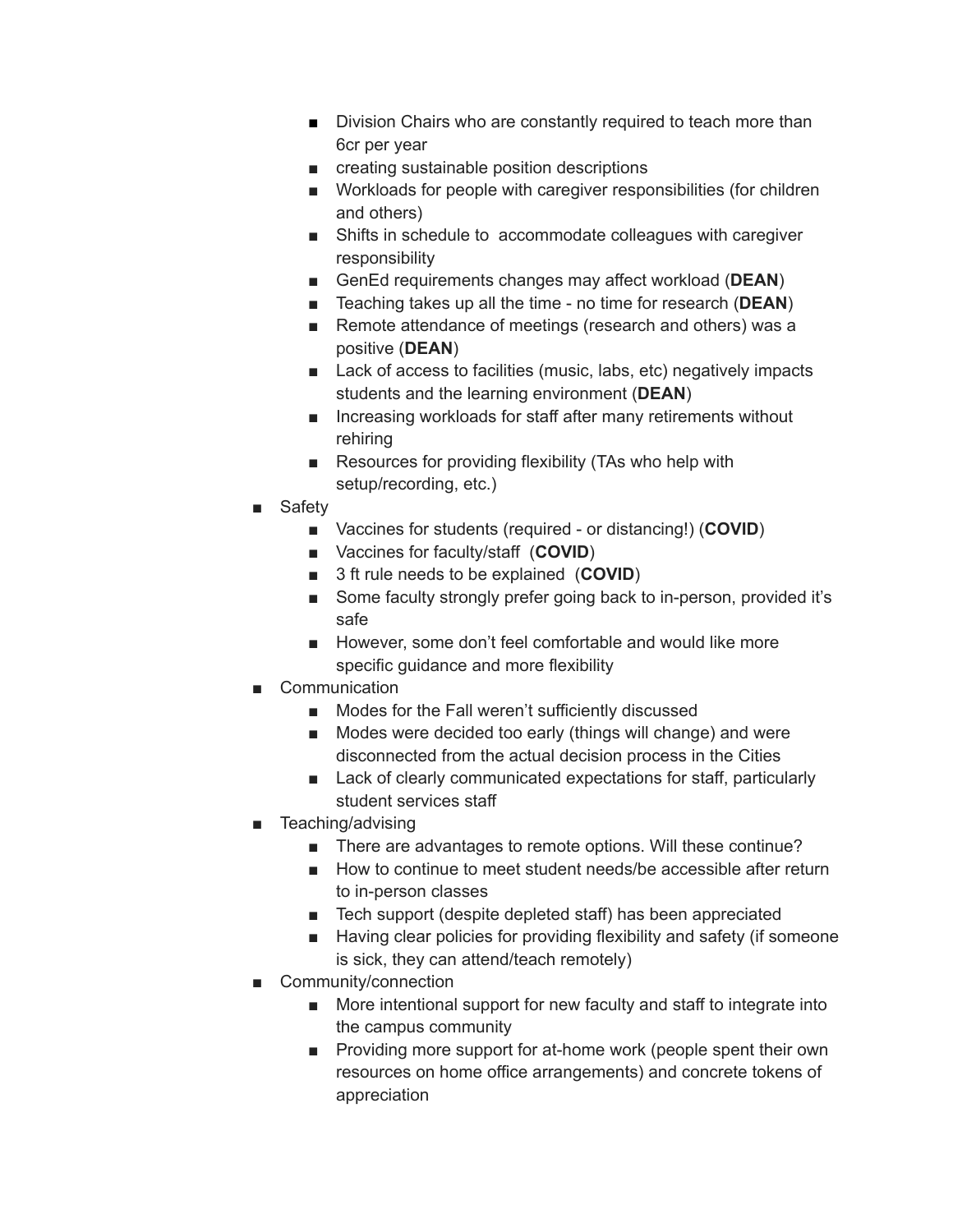- Division Chairs who are constantly required to teach more than 6cr per year
- creating sustainable position descriptions
- Workloads for people with caregiver responsibilities (for children and others)
- Shifts in schedule to accommodate colleagues with caregiver responsibility
- GenEd requirements changes may affect workload (**DEAN**)
- Teaching takes up all the time - no time for research (**DEAN**)
- Remote attendance of meetings (research and others) was a positive (**DEAN**)
- Lack of access to facilities (music, labs, etc) negatively impacts students and the learning environment (**DEAN**)
- Increasing workloads for staff after many retirements without rehiring
- Resources for providing flexibility (TAs who help with setup/recording, etc.)

- Safety
  - Vaccines for students (required - or distancing!) (**COVID**)
  - Vaccines for faculty/staff (**COVID**)
  - 3 ft rule needs to be explained (**COVID**)
  - Some faculty strongly prefer going back to in-person, provided it's safe
  - However, some don't feel comfortable and would like more specific guidance and more flexibility
- Communication
  - Modes for the Fall weren't sufficiently discussed
  - Modes were decided too early (things will change) and were disconnected from the actual decision process in the Cities
  - Lack of clearly communicated expectations for staff, particularly student services staff
- Teaching/advising
  - There are advantages to remote options. Will these continue?
  - How to continue to meet student needs/be accessible after return to in-person classes
  - Tech support (despite depleted staff) has been appreciated
  - Having clear policies for providing flexibility and safety (if someone is sick, they can attend/teach remotely)
- Community/connection
  - More intentional support for new faculty and staff to integrate into the campus community
  - Providing more support for at-home work (people spent their own resources on home office arrangements) and concrete tokens of appreciation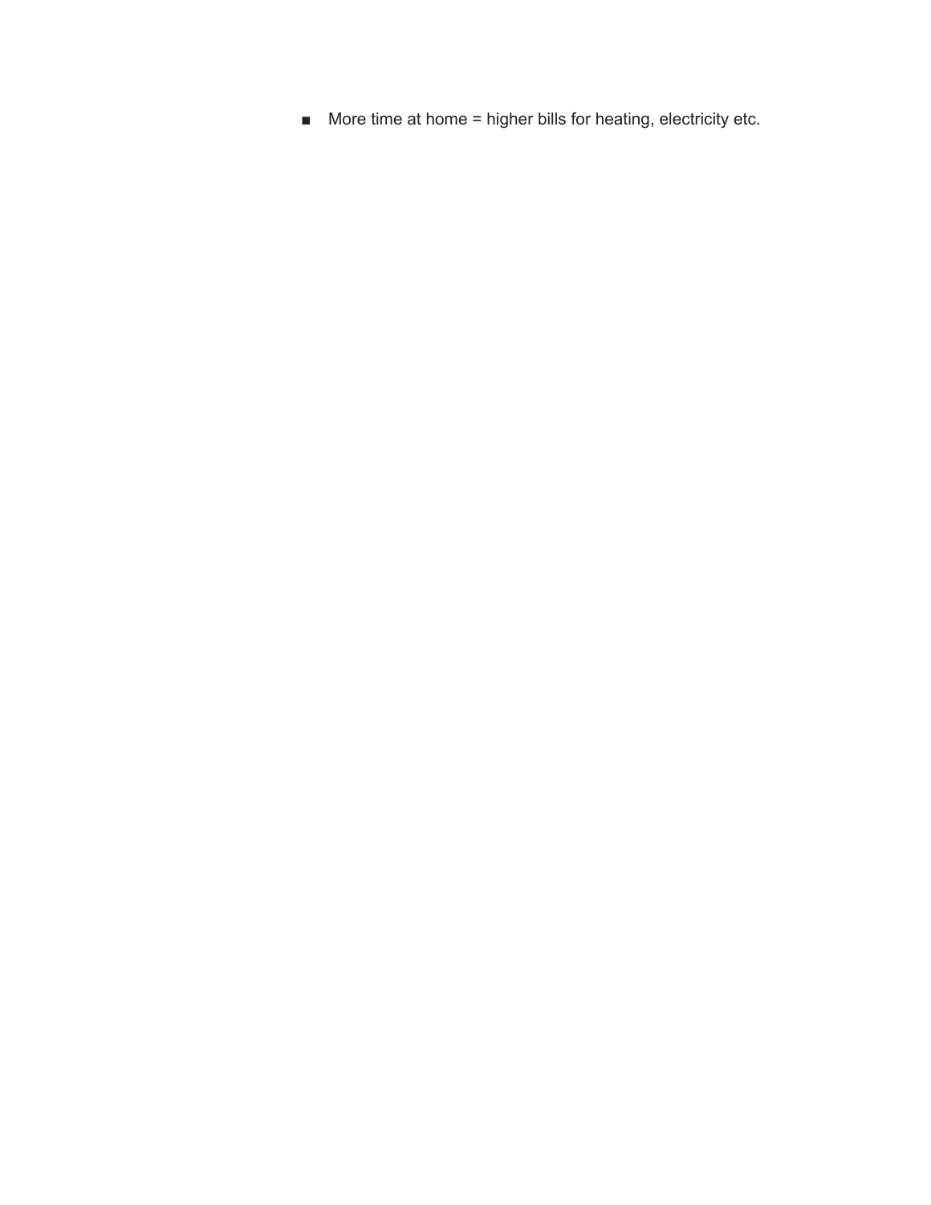- More time at home = higher bills for heating, electricity etc.